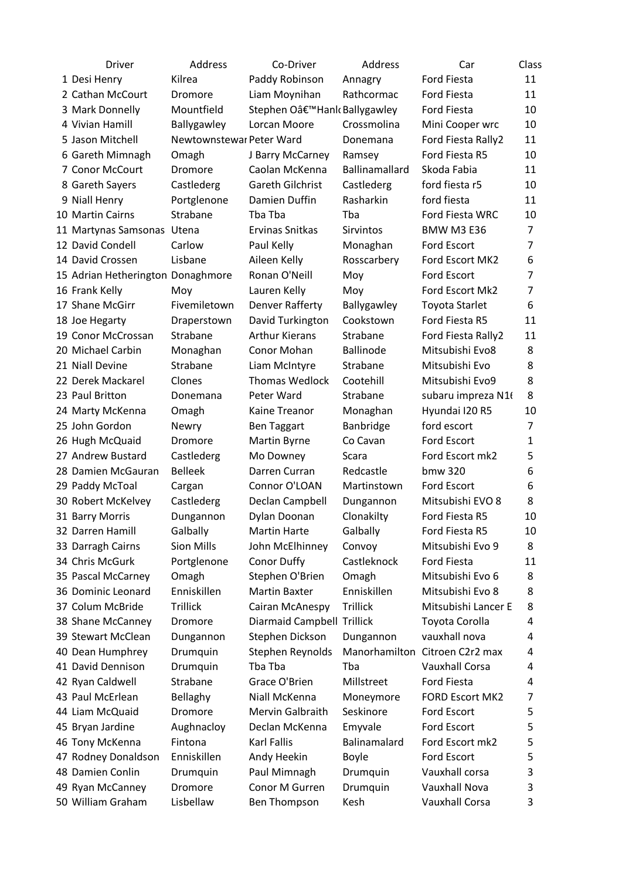| | Driver | Address | Co-Driver | Address | Car | Class |
|---|---|---|---|---|---|---|
| 1 | Desi Henry | Kilrea | Paddy Robinson | Annagry | Ford Fiesta | 11 |
| 2 | Cathan McCourt | Dromore | Liam Moynihan | Rathcormac | Ford Fiesta | 11 |
| 3 | Mark Donnelly | Mountfield | Stephen Oâ€™Hanl | Ballygawley | Ford Fiesta | 10 |
| 4 | Vivian Hamill | Ballygawley | Lorcan Moore | Crossmolina | Mini Cooper wrc | 10 |
| 5 | Jason Mitchell | Newtownstewar | Peter Ward | Donemana | Ford Fiesta Rally2 | 11 |
| 6 | Gareth Mimnagh | Omagh | J Barry McCarney | Ramsey | Ford Fiesta R5 | 10 |
| 7 | Conor McCourt | Dromore | Caolan McKenna | Ballinamallard | Skoda Fabia | 11 |
| 8 | Gareth Sayers | Castlederg | Gareth Gilchrist | Castlederg | ford fiesta r5 | 10 |
| 9 | Niall Henry | Portglenone | Damien Duffin | Rasharkin | ford fiesta | 11 |
| 10 | Martin Cairns | Strabane | Tba Tba | Tba | Ford Fiesta WRC | 10 |
| 11 | Martynas Samsonas | Utena | Ervinas Snitkas | Sirvintos | BMW M3 E36 | 7 |
| 12 | David Condell | Carlow | Paul Kelly | Monaghan | Ford Escort | 7 |
| 14 | David Crossen | Lisbane | Aileen Kelly | Rosscarbery | Ford Escort MK2 | 6 |
| 15 | Adrian Hetherington | Donaghmore | Ronan O'Neill | Moy | Ford Escort | 7 |
| 16 | Frank Kelly | Moy | Lauren Kelly | Moy | Ford Escort Mk2 | 7 |
| 17 | Shane McGirr | Fivemiletown | Denver Rafferty | Ballygawley | Toyota Starlet | 6 |
| 18 | Joe Hegarty | Draperstown | David Turkington | Cookstown | Ford Fiesta R5 | 11 |
| 19 | Conor McCrossan | Strabane | Arthur Kierans | Strabane | Ford Fiesta Rally2 | 11 |
| 20 | Michael Carbin | Monaghan | Conor Mohan | Ballinode | Mitsubishi Evo8 | 8 |
| 21 | Niall Devine | Strabane | Liam McIntyre | Strabane | Mitsubishi Evo | 8 |
| 22 | Derek Mackarel | Clones | Thomas Wedlock | Cootehill | Mitsubishi Evo9 | 8 |
| 23 | Paul Britton | Donemana | Peter Ward | Strabane | subaru impreza N16 | 8 |
| 24 | Marty McKenna | Omagh | Kaine Treanor | Monaghan | Hyundai I20 R5 | 10 |
| 25 | John Gordon | Newry | Ben Taggart | Banbridge | ford escort | 7 |
| 26 | Hugh McQuaid | Dromore | Martin Byrne | Co Cavan | Ford Escort | 1 |
| 27 | Andrew Bustard | Castlederg | Mo Downey | Scara | Ford Escort mk2 | 5 |
| 28 | Damien McGauran | Belleek | Darren Curran | Redcastle | bmw 320 | 6 |
| 29 | Paddy McToal | Cargan | Connor O'LOAN | Martinstown | Ford Escort | 6 |
| 30 | Robert McKelvey | Castlederg | Declan Campbell | Dungannon | Mitsubishi EVO 8 | 8 |
| 31 | Barry Morris | Dungannon | Dylan Doonan | Clonakilty | Ford Fiesta R5 | 10 |
| 32 | Darren Hamill | Galbally | Martin Harte | Galbally | Ford Fiesta R5 | 10 |
| 33 | Darragh Cairns | Sion Mills | John McElhinney | Convoy | Mitsubishi Evo 9 | 8 |
| 34 | Chris McGurk | Portglenone | Conor Duffy | Castleknock | Ford Fiesta | 11 |
| 35 | Pascal McCarney | Omagh | Stephen O'Brien | Omagh | Mitsubishi Evo 6 | 8 |
| 36 | Dominic Leonard | Enniskillen | Martin Baxter | Enniskillen | Mitsubishi Evo 8 | 8 |
| 37 | Colum McBride | Trillick | Cairan McAnespy | Trillick | Mitsubishi Lancer E | 8 |
| 38 | Shane McCanney | Dromore | Diarmaid Campbell | Trillick | Toyota Corolla | 4 |
| 39 | Stewart McClean | Dungannon | Stephen Dickson | Dungannon | vauxhall nova | 4 |
| 40 | Dean Humphrey | Drumquin | Stephen Reynolds | Manorhamilton | Citroen C2r2 max | 4 |
| 41 | David Dennison | Drumquin | Tba Tba | Tba | Vauxhall Corsa | 4 |
| 42 | Ryan Caldwell | Strabane | Grace O'Brien | Millstreet | Ford Fiesta | 4 |
| 43 | Paul McErlean | Bellaghy | Niall McKenna | Moneymore | FORD Escort MK2 | 7 |
| 44 | Liam McQuaid | Dromore | Mervin Galbraith | Seskinore | Ford Escort | 5 |
| 45 | Bryan Jardine | Aughnacloy | Declan McKenna | Emyvale | Ford Escort | 5 |
| 46 | Tony McKenna | Fintona | Karl Fallis | Balinamalard | Ford Escort mk2 | 5 |
| 47 | Rodney Donaldson | Enniskillen | Andy Heekin | Boyle | Ford Escort | 5 |
| 48 | Damien Conlin | Drumquin | Paul Mimnagh | Drumquin | Vauxhall corsa | 3 |
| 49 | Ryan McCanney | Dromore | Conor M Gurren | Drumquin | Vauxhall Nova | 3 |
| 50 | William Graham | Lisbellaw | Ben Thompson | Kesh | Vauxhall Corsa | 3 |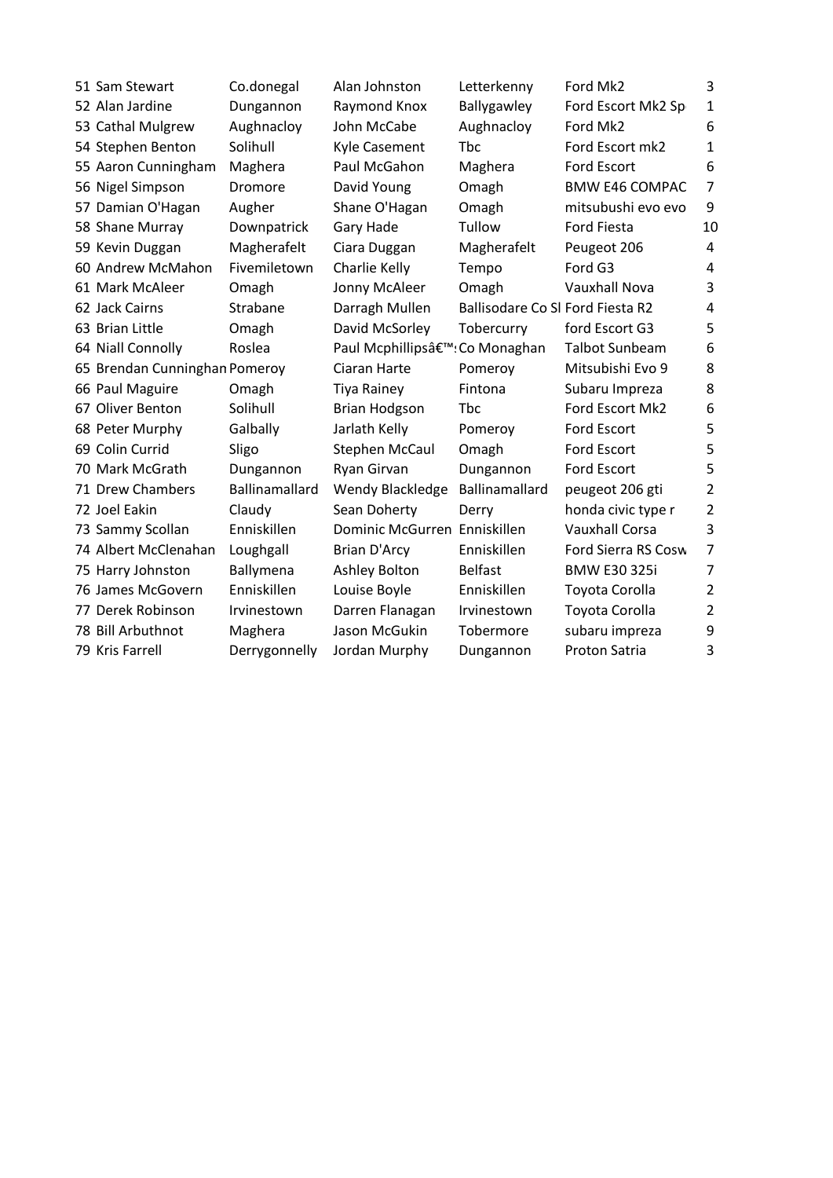| | | | | | | |
|---|---|---|---|---|---|---|
| 51 | Sam Stewart | Co.donegal | Alan Johnston | Letterkenny | Ford Mk2 | 3 |
| 52 | Alan Jardine | Dungannon | Raymond Knox | Ballygawley | Ford Escort Mk2 Sp | 1 |
| 53 | Cathal Mulgrew | Aughnacloy | John McCabe | Aughnacloy | Ford Mk2 | 6 |
| 54 | Stephen Benton | Solihull | Kyle Casement | Tbc | Ford Escort mk2 | 1 |
| 55 | Aaron Cunningham | Maghera | Paul McGahon | Maghera | Ford Escort | 6 |
| 56 | Nigel Simpson | Dromore | David Young | Omagh | BMW E46 COMPAC | 7 |
| 57 | Damian O'Hagan | Augher | Shane O'Hagan | Omagh | mitsubushi evo evo | 9 |
| 58 | Shane Murray | Downpatrick | Gary Hade | Tullow | Ford Fiesta | 10 |
| 59 | Kevin Duggan | Magherafelt | Ciara Duggan | Magherafelt | Peugeot 206 | 4 |
| 60 | Andrew McMahon | Fivemiletown | Charlie Kelly | Tempo | Ford G3 | 4 |
| 61 | Mark McAleer | Omagh | Jonny McAleer | Omagh | Vauxhall Nova | 3 |
| 62 | Jack Cairns | Strabane | Darragh Mullen | Ballisodare Co Sl | Ford Fiesta R2 | 4 |
| 63 | Brian Little | Omagh | David McSorley | Tobercurry | ford Escort G3 | 5 |
| 64 | Niall Connolly | Roslea | Paul Mcphillipsâ€™ | Co Monaghan | Talbot Sunbeam | 6 |
| 65 | Brendan Cunninghan | Pomeroy | Ciaran Harte | Pomeroy | Mitsubishi Evo 9 | 8 |
| 66 | Paul Maguire | Omagh | Tiya Rainey | Fintona | Subaru Impreza | 8 |
| 67 | Oliver Benton | Solihull | Brian Hodgson | Tbc | Ford Escort Mk2 | 6 |
| 68 | Peter Murphy | Galbally | Jarlath Kelly | Pomeroy | Ford Escort | 5 |
| 69 | Colin Currid | Sligo | Stephen McCaul | Omagh | Ford Escort | 5 |
| 70 | Mark McGrath | Dungannon | Ryan Girvan | Dungannon | Ford Escort | 5 |
| 71 | Drew Chambers | Ballinamallard | Wendy Blackledge | Ballinamallard | peugeot 206 gti | 2 |
| 72 | Joel Eakin | Claudy | Sean Doherty | Derry | honda civic type r | 2 |
| 73 | Sammy Scollan | Enniskillen | Dominic McGurren | Enniskillen | Vauxhall Corsa | 3 |
| 74 | Albert McClenahan | Loughgall | Brian D'Arcy | Enniskillen | Ford Sierra RS Cosw | 7 |
| 75 | Harry Johnston | Ballymena | Ashley Bolton | Belfast | BMW E30 325i | 7 |
| 76 | James McGovern | Enniskillen | Louise Boyle | Enniskillen | Toyota Corolla | 2 |
| 77 | Derek Robinson | Irvinestown | Darren Flanagan | Irvinestown | Toyota Corolla | 2 |
| 78 | Bill Arbuthnot | Maghera | Jason McGukin | Tobermore | subaru impreza | 9 |
| 79 | Kris Farrell | Derrygonnelly | Jordan Murphy | Dungannon | Proton Satria | 3 |